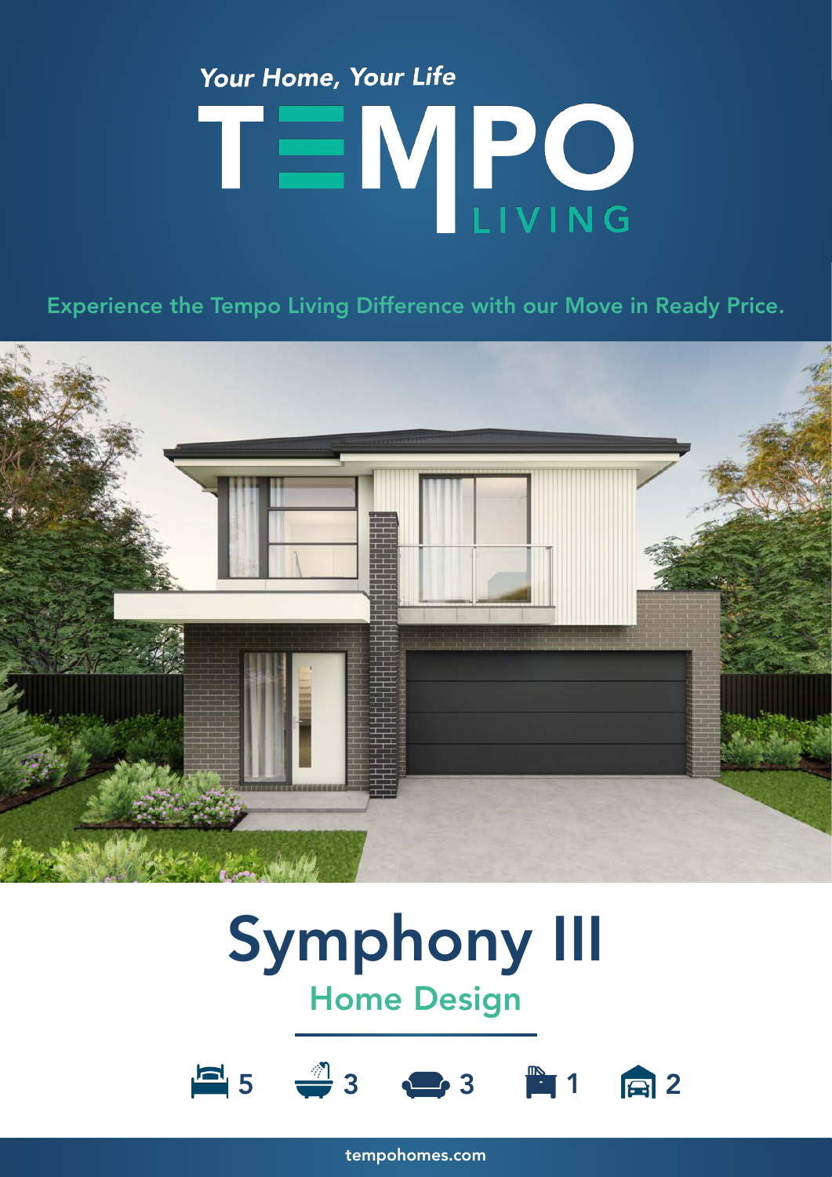*Your Home, Your Life*

# TEMPO LIVING

Experience the Tempo Living Difference with our Move in Ready Price.

# Symphony III

## Home Design

5 | 3 | 3 | 1 | 2

tempohomes.com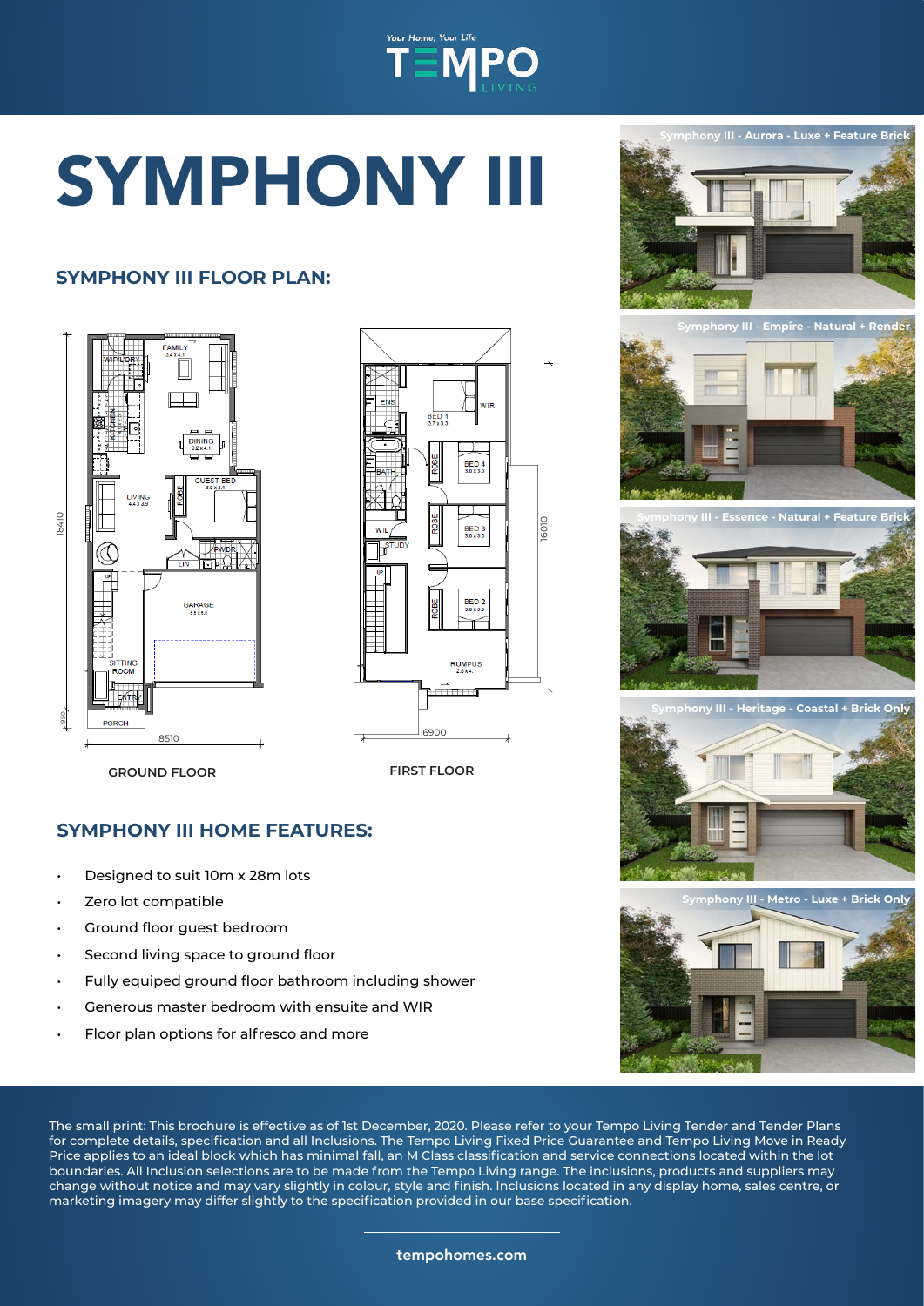Your Home, Your Life
TEMPO LIVING

# SYMPHONY III

## SYMPHONY III FLOOR PLAN:

GROUND FLOOR

FIRST FLOOR

Symphony III - Aurora - Luxe + Feature Brick

Symphony III - Empire - Natural + Render

Symphony III - Essence - Natural + Feature Brick

Symphony III - Heritage - Coastal + Brick Only

Symphony III - Metro - Luxe + Brick Only

## SYMPHONY III HOME FEATURES:

- Designed to suit 10m x 28m lots
- Zero lot compatible
- Ground floor guest bedroom
- Second living space to ground floor
- Fully equiped ground floor bathroom including shower
- Generous master bedroom with ensuite and WIR
- Floor plan options for alfresco and more

The small print: This brochure is effective as of 1st December, 2020. Please refer to your Tempo Living Tender and Tender Plans for complete details, specification and all Inclusions. The Tempo Living Fixed Price Guarantee and Tempo Living Move in Ready Price applies to an ideal block which has minimal fall, an M Class classification and service connections located within the lot boundaries. All Inclusion selections are to be made from the Tempo Living range. The inclusions, products and suppliers may change without notice and may vary slightly in colour, style and finish. Inclusions located in any display home, sales centre, or marketing imagery may differ slightly to the specification provided in our base specification.

tempohomes.com